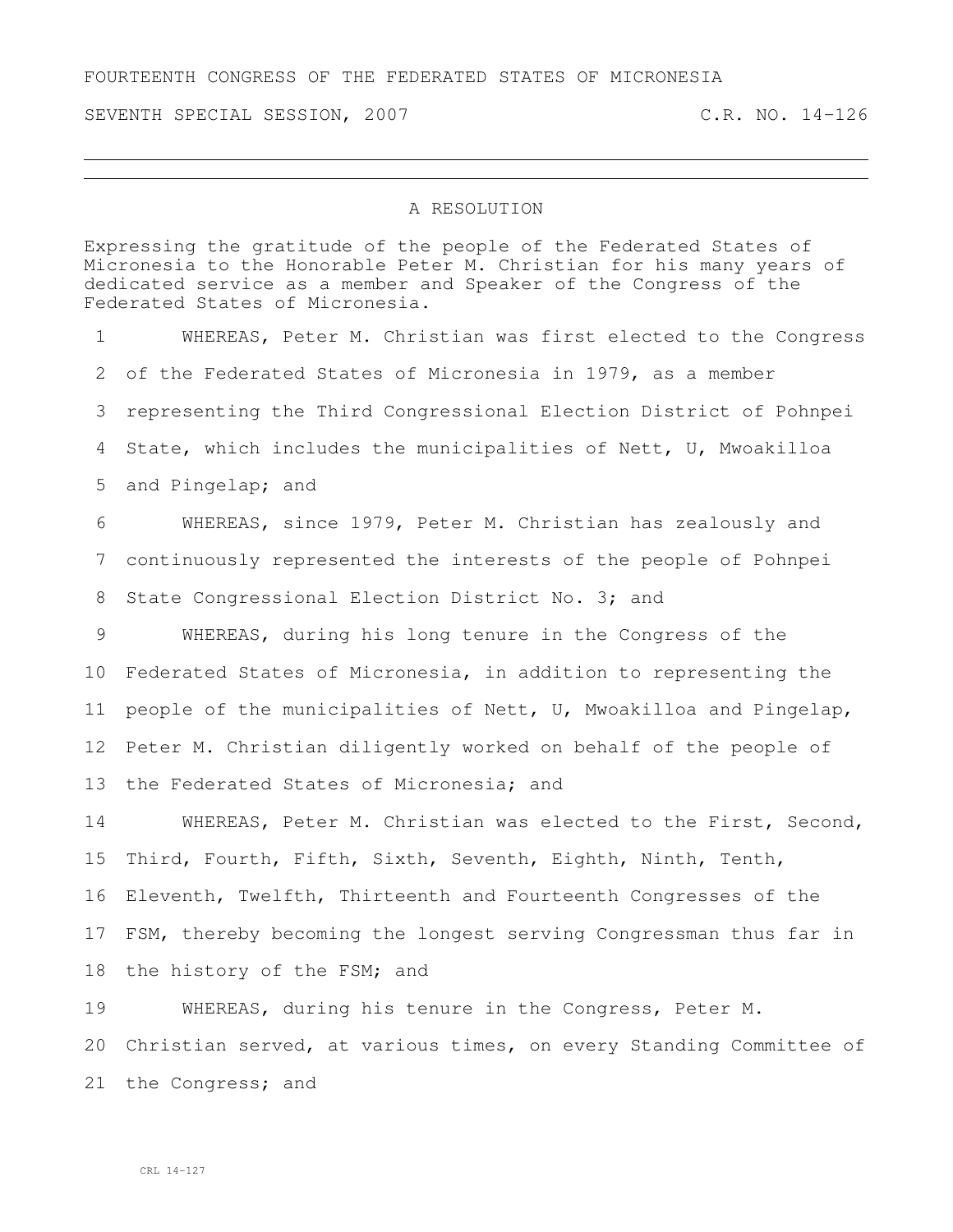FOURTEENTH CONGRESS OF THE FEDERATED STATES OF MICRONESIA

SEVENTH SPECIAL SESSION, 2007 C.R. NO. 14-126

## A RESOLUTION

Expressing the gratitude of the people of the Federated States of Micronesia to the Honorable Peter M. Christian for his many years of dedicated service as a member and Speaker of the Congress of the Federated States of Micronesia.

1 WHEREAS, Peter M. Christian was first elected to the Congress
2 of the Federated States of Micronesia in 1979, as a member
3 representing the Third Congressional Election District of Pohnpei
4 State, which includes the municipalities of Nett, U, Mwoakilloa
5 and Pingelap; and

6 WHEREAS, since 1979, Peter M. Christian has zealously and
7 continuously represented the interests of the people of Pohnpei
8 State Congressional Election District No. 3; and

9 WHEREAS, during his long tenure in the Congress of the
10 Federated States of Micronesia, in addition to representing the
11 people of the municipalities of Nett, U, Mwoakilloa and Pingelap,
12 Peter M. Christian diligently worked on behalf of the people of
13 the Federated States of Micronesia; and

14 WHEREAS, Peter M. Christian was elected to the First, Second,
15 Third, Fourth, Fifth, Sixth, Seventh, Eighth, Ninth, Tenth,
16 Eleventh, Twelfth, Thirteenth and Fourteenth Congresses of the
17 FSM, thereby becoming the longest serving Congressman thus far in
18 the history of the FSM; and

19 WHEREAS, during his tenure in the Congress, Peter M.
20 Christian served, at various times, on every Standing Committee of
21 the Congress; and

CRL 14-127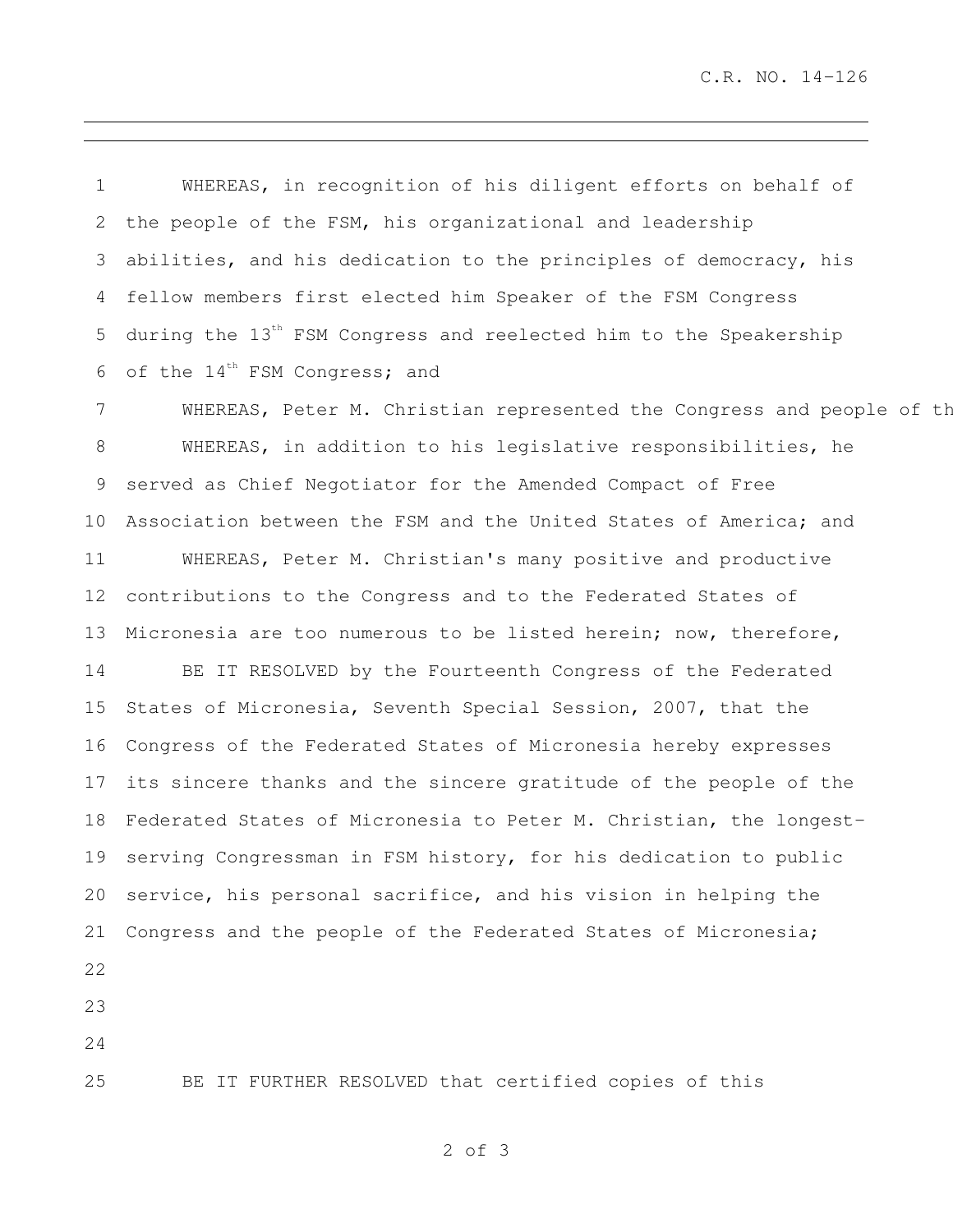WHEREAS, in recognition of his diligent efforts on behalf of the people of the FSM, his organizational and leadership abilities, and his dedication to the principles of democracy, his fellow members first elected him Speaker of the FSM Congress during the 13th FSM Congress and reelected him to the Speakership of the 14th FSM Congress; and

WHEREAS, Peter M. Christian represented the Congress and people of th

WHEREAS, in addition to his legislative responsibilities, he served as Chief Negotiator for the Amended Compact of Free Association between the FSM and the United States of America; and

WHEREAS, Peter M. Christian's many positive and productive contributions to the Congress and to the Federated States of Micronesia are too numerous to be listed herein; now, therefore,

BE IT RESOLVED by the Fourteenth Congress of the Federated States of Micronesia, Seventh Special Session, 2007, that the Congress of the Federated States of Micronesia hereby expresses its sincere thanks and the sincere gratitude of the people of the Federated States of Micronesia to Peter M. Christian, the longest-serving Congressman in FSM history, for his dedication to public service, his personal sacrifice, and his vision in helping the Congress and the people of the Federated States of Micronesia;

BE IT FURTHER RESOLVED that certified copies of this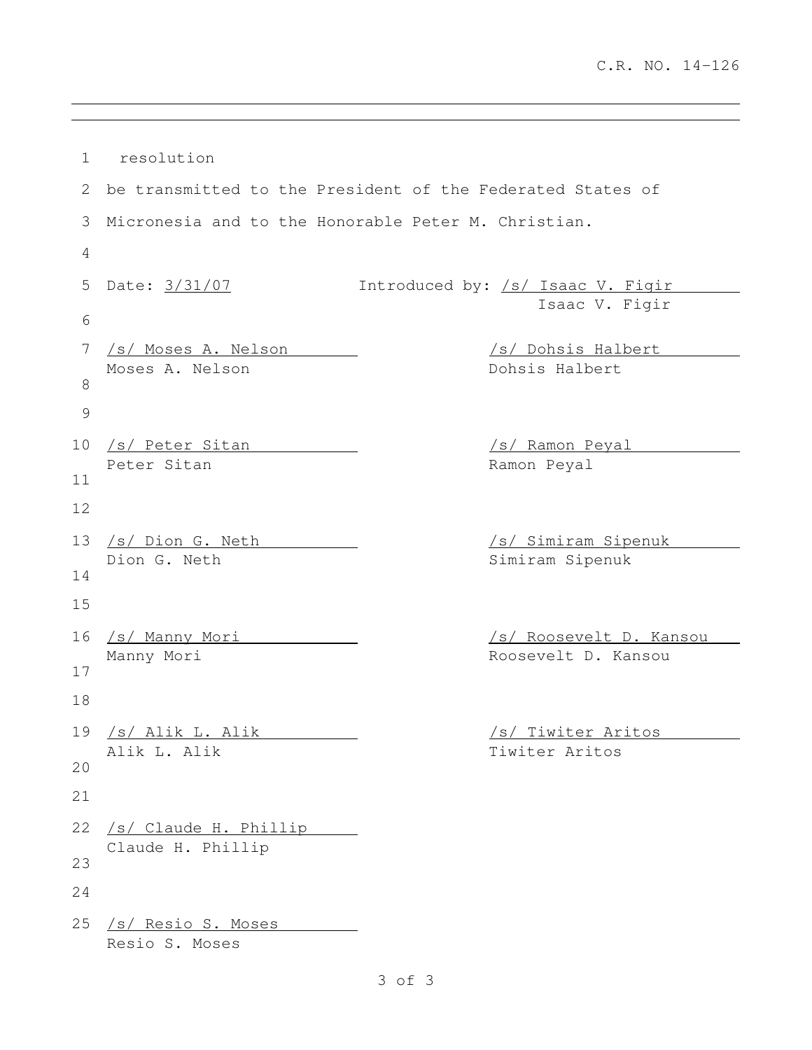resolution be transmitted to the President of the Federated States of Micronesia and to the Honorable Peter M. Christian.

Date: 3/31/07

Introduced by: /s/ Isaac V. Figir
Isaac V. Figir

/s/ Moses A. Nelson
Moses A. Nelson

/s/ Dohsis Halbert
Dohsis Halbert

/s/ Peter Sitan
Peter Sitan

/s/ Ramon Peyal
Ramon Peyal

/s/ Dion G. Neth
Dion G. Neth

/s/ Simiram Sipenuk
Simiram Sipenuk

/s/ Manny Mori
Manny Mori

/s/ Roosevelt D. Kansou
Roosevelt D. Kansou

/s/ Alik L. Alik
Alik L. Alik

/s/ Tiwiter Aritos
Tiwiter Aritos

/s/ Claude H. Phillip
Claude H. Phillip

/s/ Resio S. Moses
Resio S. Moses